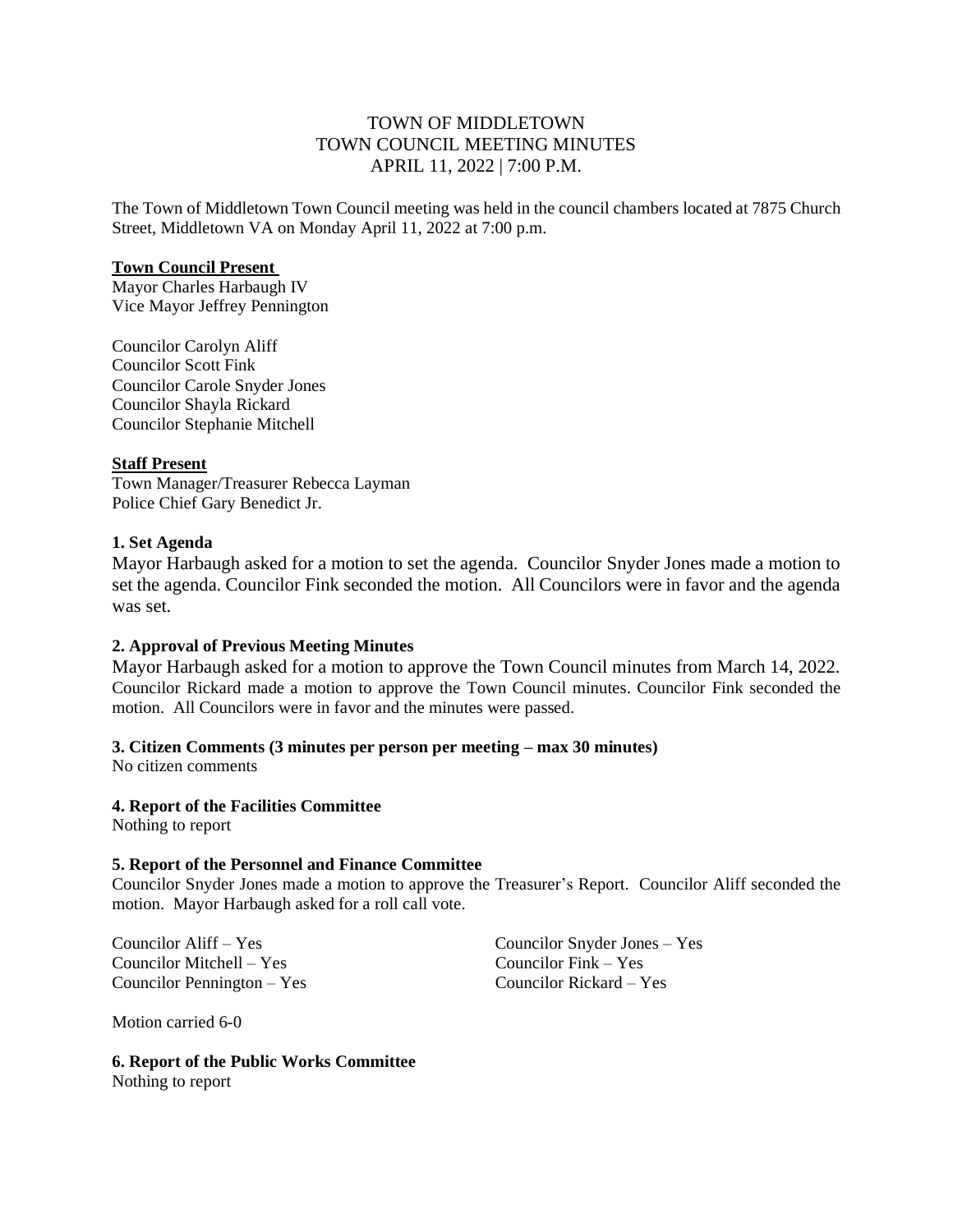# TOWN OF MIDDLETOWN
# TOWN COUNCIL MEETING MINUTES
# APRIL 11, 2022 | 7:00 P.M.

The Town of Middletown Town Council meeting was held in the council chambers located at 7875 Church Street, Middletown VA on Monday April 11, 2022 at 7:00 p.m.

**Town Council Present**

Mayor Charles Harbaugh IV
Vice Mayor Jeffrey Pennington

Councilor Carolyn Aliff
Councilor Scott Fink
Councilor Carole Snyder Jones
Councilor Shayla Rickard
Councilor Stephanie Mitchell

**Staff Present**

Town Manager/Treasurer Rebecca Layman
Police Chief Gary Benedict Jr.

**1. Set Agenda**

Mayor Harbaugh asked for a motion to set the agenda. Councilor Snyder Jones made a motion to set the agenda. Councilor Fink seconded the motion. All Councilors were in favor and the agenda was set.

**2. Approval of Previous Meeting Minutes**

Mayor Harbaugh asked for a motion to approve the Town Council minutes from March 14, 2022. Councilor Rickard made a motion to approve the Town Council minutes. Councilor Fink seconded the motion. All Councilors were in favor and the minutes were passed.

**3. Citizen Comments (3 minutes per person per meeting – max 30 minutes)**

No citizen comments

**4. Report of the Facilities Committee**

Nothing to report

**5. Report of the Personnel and Finance Committee**

Councilor Snyder Jones made a motion to approve the Treasurer's Report. Councilor Aliff seconded the motion. Mayor Harbaugh asked for a roll call vote.

Councilor Aliff – Yes
Councilor Mitchell – Yes
Councilor Pennington – Yes
Councilor Snyder Jones – Yes
Councilor Fink – Yes
Councilor Rickard – Yes

Motion carried 6-0

**6. Report of the Public Works Committee**

Nothing to report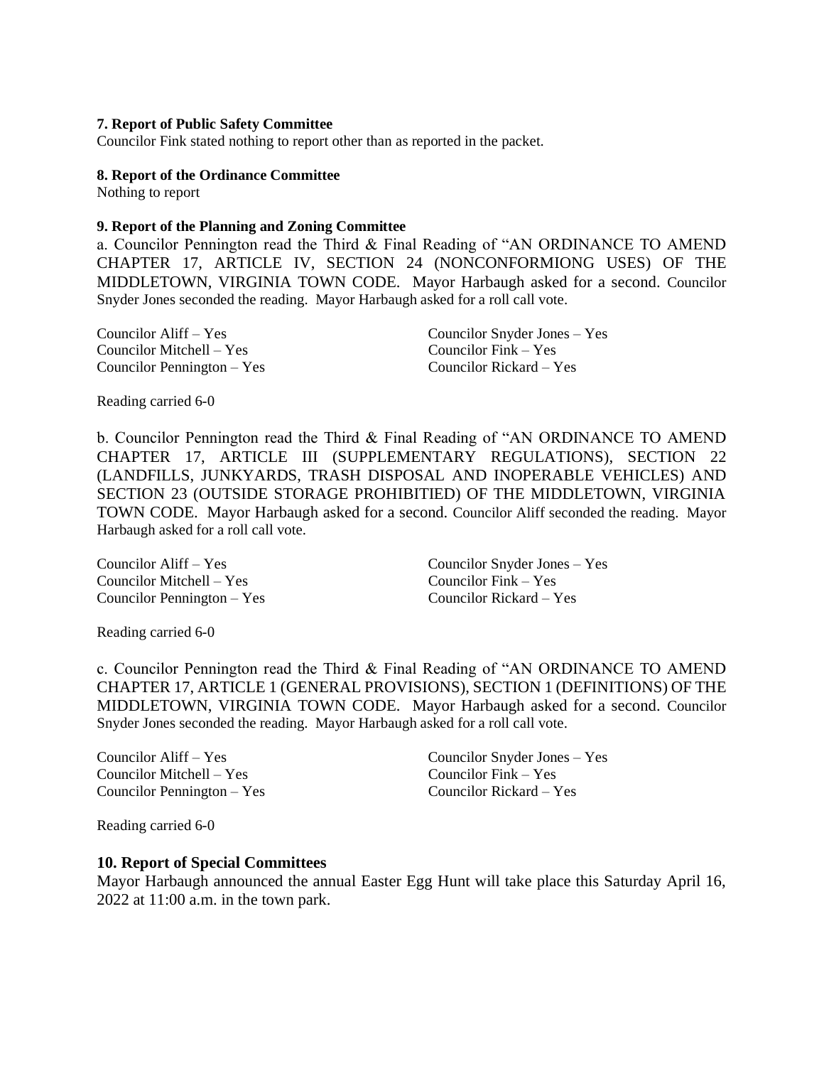**7. Report of Public Safety Committee**

Councilor Fink stated nothing to report other than as reported in the packet.

**8. Report of the Ordinance Committee**

Nothing to report

**9. Report of the Planning and Zoning Committee**

a. Councilor Pennington read the Third & Final Reading of "AN ORDINANCE TO AMEND CHAPTER 17, ARTICLE IV, SECTION 24 (NONCONFORMIONG USES) OF THE MIDDLETOWN, VIRGINIA TOWN CODE. Mayor Harbaugh asked for a second. Councilor Snyder Jones seconded the reading. Mayor Harbaugh asked for a roll call vote.

Councilor Aliff – Yes
Councilor Mitchell – Yes
Councilor Pennington – Yes
Councilor Snyder Jones – Yes
Councilor Fink – Yes
Councilor Rickard – Yes

Reading carried 6-0

b. Councilor Pennington read the Third & Final Reading of "AN ORDINANCE TO AMEND CHAPTER 17, ARTICLE III (SUPPLEMENTARY REGULATIONS), SECTION 22 (LANDFILLS, JUNKYARDS, TRASH DISPOSAL AND INOPERABLE VEHICLES) AND SECTION 23 (OUTSIDE STORAGE PROHIBITIED) OF THE MIDDLETOWN, VIRGINIA TOWN CODE. Mayor Harbaugh asked for a second. Councilor Aliff seconded the reading. Mayor Harbaugh asked for a roll call vote.

Councilor Aliff – Yes
Councilor Mitchell – Yes
Councilor Pennington – Yes
Councilor Snyder Jones – Yes
Councilor Fink – Yes
Councilor Rickard – Yes

Reading carried 6-0

c. Councilor Pennington read the Third & Final Reading of "AN ORDINANCE TO AMEND CHAPTER 17, ARTICLE 1 (GENERAL PROVISIONS), SECTION 1 (DEFINITIONS) OF THE MIDDLETOWN, VIRGINIA TOWN CODE. Mayor Harbaugh asked for a second. Councilor Snyder Jones seconded the reading. Mayor Harbaugh asked for a roll call vote.

Councilor Aliff – Yes
Councilor Mitchell – Yes
Councilor Pennington – Yes
Councilor Snyder Jones – Yes
Councilor Fink – Yes
Councilor Rickard – Yes

Reading carried 6-0

**10. Report of Special Committees**

Mayor Harbaugh announced the annual Easter Egg Hunt will take place this Saturday April 16, 2022 at 11:00 a.m. in the town park.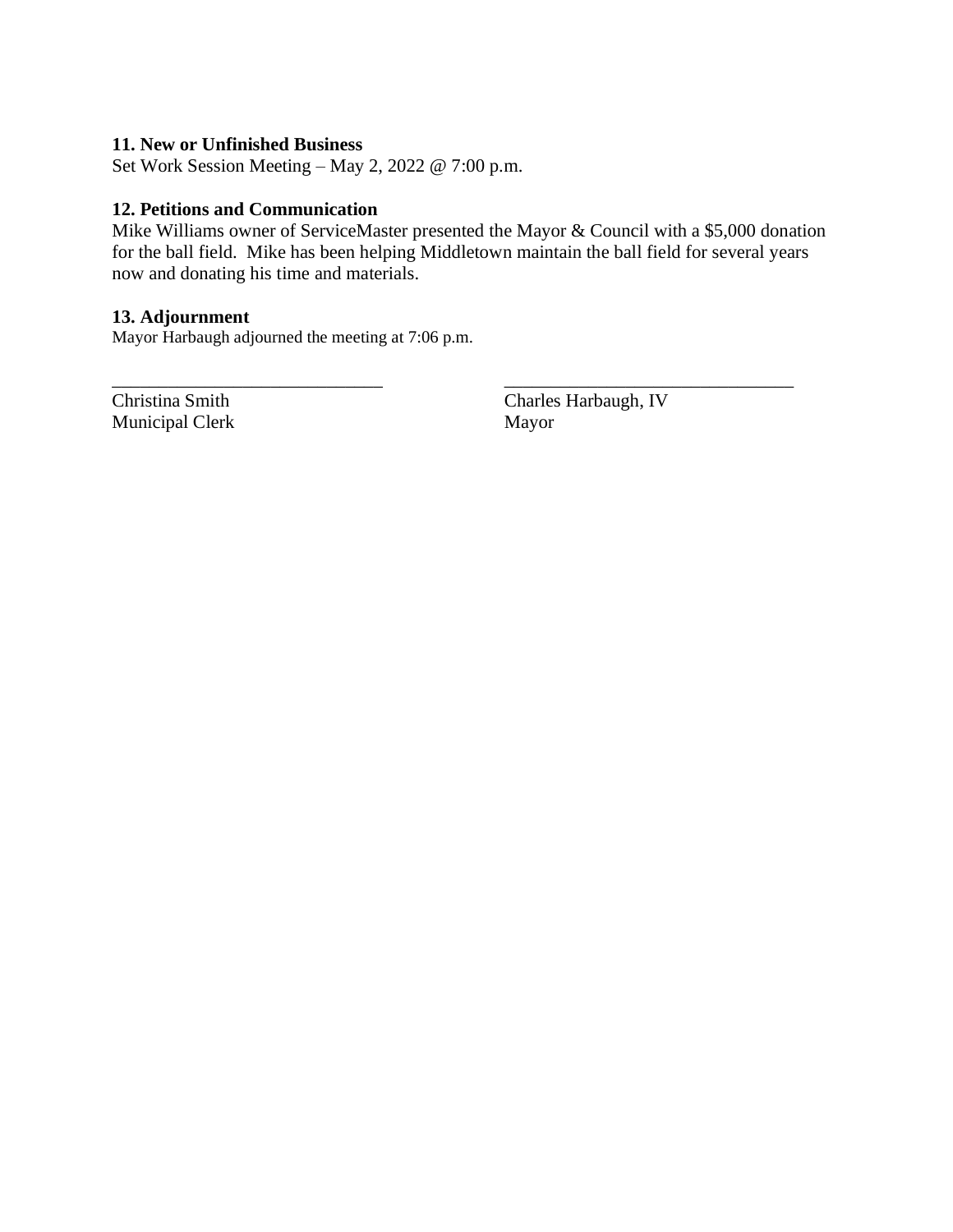**11. New or Unfinished Business**

Set Work Session Meeting – May 2, 2022 @ 7:00 p.m.

**12. Petitions and Communication**

Mike Williams owner of ServiceMaster presented the Mayor & Council with a $5,000 donation for the ball field. Mike has been helping Middletown maintain the ball field for several years now and donating his time and materials.

**13. Adjournment**

Mayor Harbaugh adjourned the meeting at 7:06 p.m.

| | |
|---|---|
| ______________________________ | ________________________________ |
| Christina Smith | Charles Harbaugh, IV |
| Municipal Clerk | Mayor |